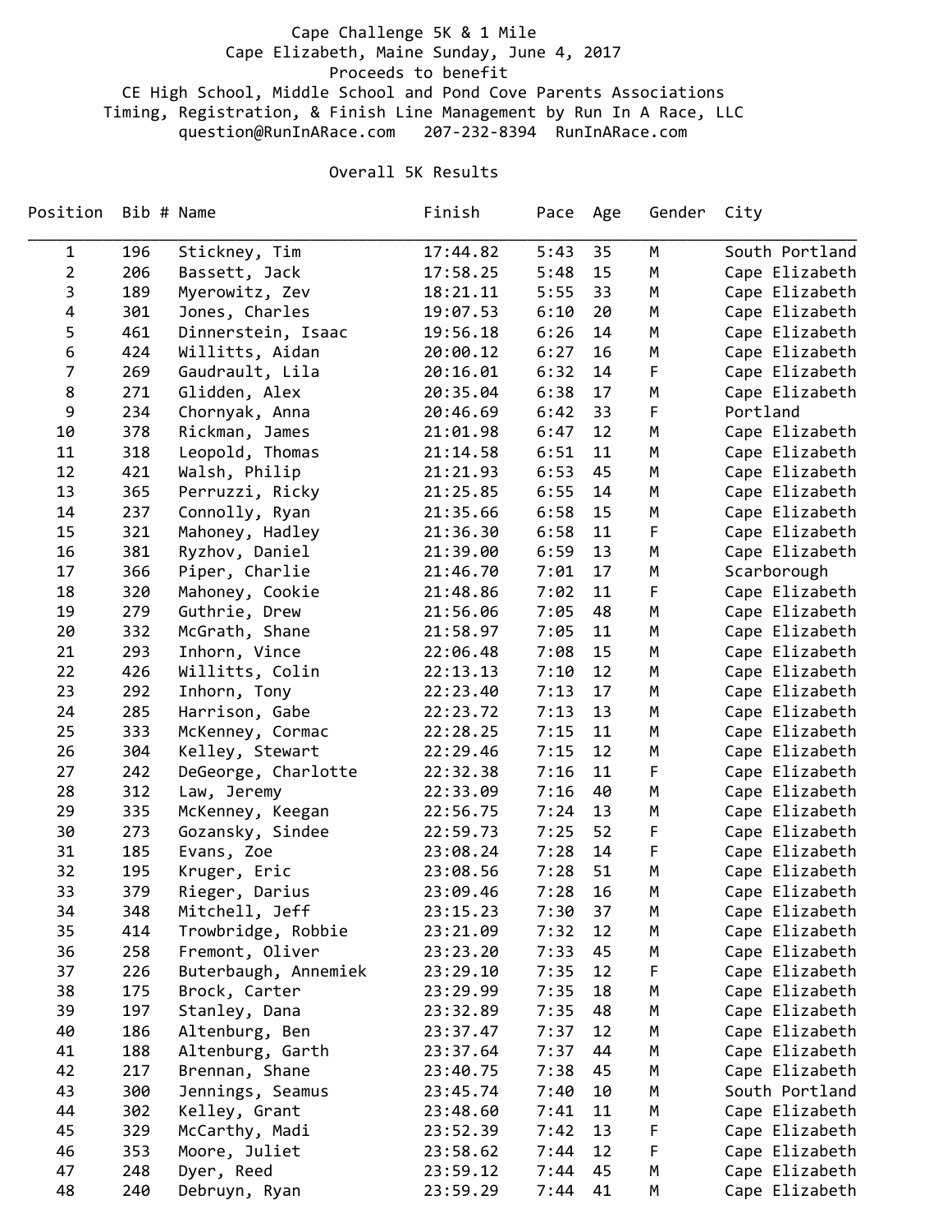Cape Challenge 5K & 1 Mile

Cape Elizabeth, Maine Sunday, June 4, 2017

Proceeds to benefit

CE High School, Middle School and Pond Cove Parents Associations

Timing, Registration, & Finish Line Management by Run In A Race, LLC

question@RunInARace.com   207-232-8394   RunInARace.com

## Overall 5K Results

| Position | Bib # | Name | Finish | Pace | Age | Gender | City |
|---|---|---|---|---|---|---|---|
| 1 | 196 | Stickney, Tim | 17:44.82 | 5:43 | 35 | M | South Portland |
| 2 | 206 | Bassett, Jack | 17:58.25 | 5:48 | 15 | M | Cape Elizabeth |
| 3 | 189 | Myerowitz, Zev | 18:21.11 | 5:55 | 33 | M | Cape Elizabeth |
| 4 | 301 | Jones, Charles | 19:07.53 | 6:10 | 20 | M | Cape Elizabeth |
| 5 | 461 | Dinnerstein, Isaac | 19:56.18 | 6:26 | 14 | M | Cape Elizabeth |
| 6 | 424 | Willitts, Aidan | 20:00.12 | 6:27 | 16 | M | Cape Elizabeth |
| 7 | 269 | Gaudrault, Lila | 20:16.01 | 6:32 | 14 | F | Cape Elizabeth |
| 8 | 271 | Glidden, Alex | 20:35.04 | 6:38 | 17 | M | Cape Elizabeth |
| 9 | 234 | Chornyak, Anna | 20:46.69 | 6:42 | 33 | F | Portland |
| 10 | 378 | Rickman, James | 21:01.98 | 6:47 | 12 | M | Cape Elizabeth |
| 11 | 318 | Leopold, Thomas | 21:14.58 | 6:51 | 11 | M | Cape Elizabeth |
| 12 | 421 | Walsh, Philip | 21:21.93 | 6:53 | 45 | M | Cape Elizabeth |
| 13 | 365 | Perruzzi, Ricky | 21:25.85 | 6:55 | 14 | M | Cape Elizabeth |
| 14 | 237 | Connolly, Ryan | 21:35.66 | 6:58 | 15 | M | Cape Elizabeth |
| 15 | 321 | Mahoney, Hadley | 21:36.30 | 6:58 | 11 | F | Cape Elizabeth |
| 16 | 381 | Ryzhov, Daniel | 21:39.00 | 6:59 | 13 | M | Cape Elizabeth |
| 17 | 366 | Piper, Charlie | 21:46.70 | 7:01 | 17 | M | Scarborough |
| 18 | 320 | Mahoney, Cookie | 21:48.86 | 7:02 | 11 | F | Cape Elizabeth |
| 19 | 279 | Guthrie, Drew | 21:56.06 | 7:05 | 48 | M | Cape Elizabeth |
| 20 | 332 | McGrath, Shane | 21:58.97 | 7:05 | 11 | M | Cape Elizabeth |
| 21 | 293 | Inhorn, Vince | 22:06.48 | 7:08 | 15 | M | Cape Elizabeth |
| 22 | 426 | Willitts, Colin | 22:13.13 | 7:10 | 12 | M | Cape Elizabeth |
| 23 | 292 | Inhorn, Tony | 22:23.40 | 7:13 | 17 | M | Cape Elizabeth |
| 24 | 285 | Harrison, Gabe | 22:23.72 | 7:13 | 13 | M | Cape Elizabeth |
| 25 | 333 | McKenney, Cormac | 22:28.25 | 7:15 | 11 | M | Cape Elizabeth |
| 26 | 304 | Kelley, Stewart | 22:29.46 | 7:15 | 12 | M | Cape Elizabeth |
| 27 | 242 | DeGeorge, Charlotte | 22:32.38 | 7:16 | 11 | F | Cape Elizabeth |
| 28 | 312 | Law, Jeremy | 22:33.09 | 7:16 | 40 | M | Cape Elizabeth |
| 29 | 335 | McKenney, Keegan | 22:56.75 | 7:24 | 13 | M | Cape Elizabeth |
| 30 | 273 | Gozansky, Sindee | 22:59.73 | 7:25 | 52 | F | Cape Elizabeth |
| 31 | 185 | Evans, Zoe | 23:08.24 | 7:28 | 14 | F | Cape Elizabeth |
| 32 | 195 | Kruger, Eric | 23:08.56 | 7:28 | 51 | M | Cape Elizabeth |
| 33 | 379 | Rieger, Darius | 23:09.46 | 7:28 | 16 | M | Cape Elizabeth |
| 34 | 348 | Mitchell, Jeff | 23:15.23 | 7:30 | 37 | M | Cape Elizabeth |
| 35 | 414 | Trowbridge, Robbie | 23:21.09 | 7:32 | 12 | M | Cape Elizabeth |
| 36 | 258 | Fremont, Oliver | 23:23.20 | 7:33 | 45 | M | Cape Elizabeth |
| 37 | 226 | Buterbaugh, Annemiek | 23:29.10 | 7:35 | 12 | F | Cape Elizabeth |
| 38 | 175 | Brock, Carter | 23:29.99 | 7:35 | 18 | M | Cape Elizabeth |
| 39 | 197 | Stanley, Dana | 23:32.89 | 7:35 | 48 | M | Cape Elizabeth |
| 40 | 186 | Altenburg, Ben | 23:37.47 | 7:37 | 12 | M | Cape Elizabeth |
| 41 | 188 | Altenburg, Garth | 23:37.64 | 7:37 | 44 | M | Cape Elizabeth |
| 42 | 217 | Brennan, Shane | 23:40.75 | 7:38 | 45 | M | Cape Elizabeth |
| 43 | 300 | Jennings, Seamus | 23:45.74 | 7:40 | 10 | M | South Portland |
| 44 | 302 | Kelley, Grant | 23:48.60 | 7:41 | 11 | M | Cape Elizabeth |
| 45 | 329 | McCarthy, Madi | 23:52.39 | 7:42 | 13 | F | Cape Elizabeth |
| 46 | 353 | Moore, Juliet | 23:58.62 | 7:44 | 12 | F | Cape Elizabeth |
| 47 | 248 | Dyer, Reed | 23:59.12 | 7:44 | 45 | M | Cape Elizabeth |
| 48 | 240 | Debruyn, Ryan | 23:59.29 | 7:44 | 41 | M | Cape Elizabeth |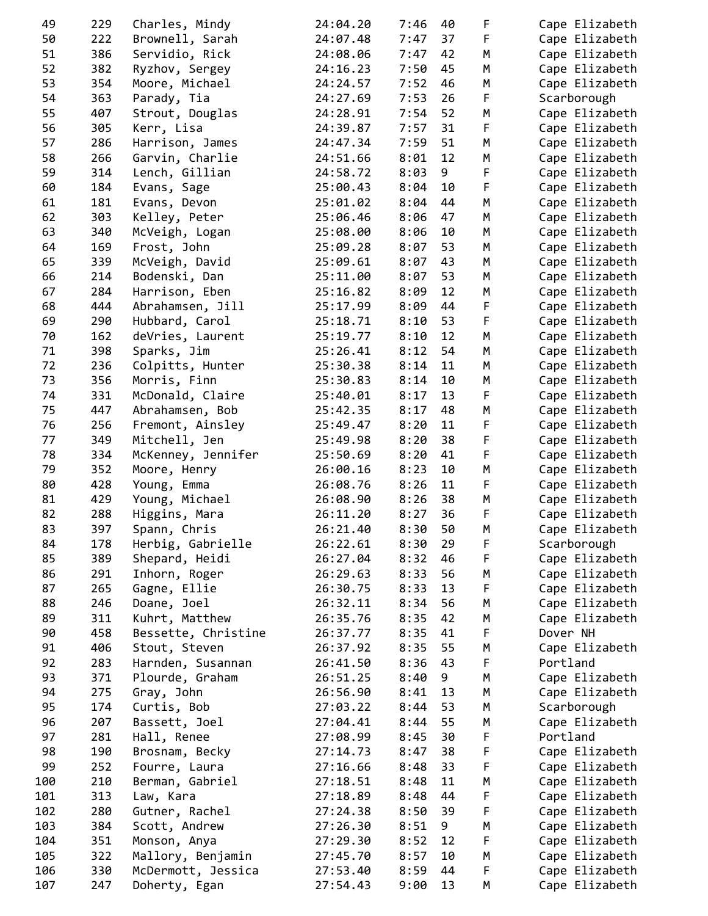| | | | | | | | |
|---|---|---|---|---|---|---|---|
| 49 | 229 | Charles, Mindy | 24:04.20 | 7:46 | 40 | F | Cape Elizabeth |
| 50 | 222 | Brownell, Sarah | 24:07.48 | 7:47 | 37 | F | Cape Elizabeth |
| 51 | 386 | Servidio, Rick | 24:08.06 | 7:47 | 42 | M | Cape Elizabeth |
| 52 | 382 | Ryzhov, Sergey | 24:16.23 | 7:50 | 45 | M | Cape Elizabeth |
| 53 | 354 | Moore, Michael | 24:24.57 | 7:52 | 46 | M | Cape Elizabeth |
| 54 | 363 | Parady, Tia | 24:27.69 | 7:53 | 26 | F | Scarborough |
| 55 | 407 | Strout, Douglas | 24:28.91 | 7:54 | 52 | M | Cape Elizabeth |
| 56 | 305 | Kerr, Lisa | 24:39.87 | 7:57 | 31 | F | Cape Elizabeth |
| 57 | 286 | Harrison, James | 24:47.34 | 7:59 | 51 | M | Cape Elizabeth |
| 58 | 266 | Garvin, Charlie | 24:51.66 | 8:01 | 12 | M | Cape Elizabeth |
| 59 | 314 | Lench, Gillian | 24:58.72 | 8:03 | 9 | F | Cape Elizabeth |
| 60 | 184 | Evans, Sage | 25:00.43 | 8:04 | 10 | F | Cape Elizabeth |
| 61 | 181 | Evans, Devon | 25:01.02 | 8:04 | 44 | M | Cape Elizabeth |
| 62 | 303 | Kelley, Peter | 25:06.46 | 8:06 | 47 | M | Cape Elizabeth |
| 63 | 340 | McVeigh, Logan | 25:08.00 | 8:06 | 10 | M | Cape Elizabeth |
| 64 | 169 | Frost, John | 25:09.28 | 8:07 | 53 | M | Cape Elizabeth |
| 65 | 339 | McVeigh, David | 25:09.61 | 8:07 | 43 | M | Cape Elizabeth |
| 66 | 214 | Bodenski, Dan | 25:11.00 | 8:07 | 53 | M | Cape Elizabeth |
| 67 | 284 | Harrison, Eben | 25:16.82 | 8:09 | 12 | M | Cape Elizabeth |
| 68 | 444 | Abrahamsen, Jill | 25:17.99 | 8:09 | 44 | F | Cape Elizabeth |
| 69 | 290 | Hubbard, Carol | 25:18.71 | 8:10 | 53 | F | Cape Elizabeth |
| 70 | 162 | deVries, Laurent | 25:19.77 | 8:10 | 12 | M | Cape Elizabeth |
| 71 | 398 | Sparks, Jim | 25:26.41 | 8:12 | 54 | M | Cape Elizabeth |
| 72 | 236 | Colpitts, Hunter | 25:30.38 | 8:14 | 11 | M | Cape Elizabeth |
| 73 | 356 | Morris, Finn | 25:30.83 | 8:14 | 10 | M | Cape Elizabeth |
| 74 | 331 | McDonald, Claire | 25:40.01 | 8:17 | 13 | F | Cape Elizabeth |
| 75 | 447 | Abrahamsen, Bob | 25:42.35 | 8:17 | 48 | M | Cape Elizabeth |
| 76 | 256 | Fremont, Ainsley | 25:49.47 | 8:20 | 11 | F | Cape Elizabeth |
| 77 | 349 | Mitchell, Jen | 25:49.98 | 8:20 | 38 | F | Cape Elizabeth |
| 78 | 334 | McKenney, Jennifer | 25:50.69 | 8:20 | 41 | F | Cape Elizabeth |
| 79 | 352 | Moore, Henry | 26:00.16 | 8:23 | 10 | M | Cape Elizabeth |
| 80 | 428 | Young, Emma | 26:08.76 | 8:26 | 11 | F | Cape Elizabeth |
| 81 | 429 | Young, Michael | 26:08.90 | 8:26 | 38 | M | Cape Elizabeth |
| 82 | 288 | Higgins, Mara | 26:11.20 | 8:27 | 36 | F | Cape Elizabeth |
| 83 | 397 | Spann, Chris | 26:21.40 | 8:30 | 50 | M | Cape Elizabeth |
| 84 | 178 | Herbig, Gabrielle | 26:22.61 | 8:30 | 29 | F | Scarborough |
| 85 | 389 | Shepard, Heidi | 26:27.04 | 8:32 | 46 | F | Cape Elizabeth |
| 86 | 291 | Inhorn, Roger | 26:29.63 | 8:33 | 56 | M | Cape Elizabeth |
| 87 | 265 | Gagne, Ellie | 26:30.75 | 8:33 | 13 | F | Cape Elizabeth |
| 88 | 246 | Doane, Joel | 26:32.11 | 8:34 | 56 | M | Cape Elizabeth |
| 89 | 311 | Kuhrt, Matthew | 26:35.76 | 8:35 | 42 | M | Cape Elizabeth |
| 90 | 458 | Bessette, Christine | 26:37.77 | 8:35 | 41 | F | Dover NH |
| 91 | 406 | Stout, Steven | 26:37.92 | 8:35 | 55 | M | Cape Elizabeth |
| 92 | 283 | Harnden, Susannan | 26:41.50 | 8:36 | 43 | F | Portland |
| 93 | 371 | Plourde, Graham | 26:51.25 | 8:40 | 9 | M | Cape Elizabeth |
| 94 | 275 | Gray, John | 26:56.90 | 8:41 | 13 | M | Cape Elizabeth |
| 95 | 174 | Curtis, Bob | 27:03.22 | 8:44 | 53 | M | Scarborough |
| 96 | 207 | Bassett, Joel | 27:04.41 | 8:44 | 55 | M | Cape Elizabeth |
| 97 | 281 | Hall, Renee | 27:08.99 | 8:45 | 30 | F | Portland |
| 98 | 190 | Brosnam, Becky | 27:14.73 | 8:47 | 38 | F | Cape Elizabeth |
| 99 | 252 | Fourre, Laura | 27:16.66 | 8:48 | 33 | F | Cape Elizabeth |
| 100 | 210 | Berman, Gabriel | 27:18.51 | 8:48 | 11 | M | Cape Elizabeth |
| 101 | 313 | Law, Kara | 27:18.89 | 8:48 | 44 | F | Cape Elizabeth |
| 102 | 280 | Gutner, Rachel | 27:24.38 | 8:50 | 39 | F | Cape Elizabeth |
| 103 | 384 | Scott, Andrew | 27:26.30 | 8:51 | 9 | M | Cape Elizabeth |
| 104 | 351 | Monson, Anya | 27:29.30 | 8:52 | 12 | F | Cape Elizabeth |
| 105 | 322 | Mallory, Benjamin | 27:45.70 | 8:57 | 10 | M | Cape Elizabeth |
| 106 | 330 | McDermott, Jessica | 27:53.40 | 8:59 | 44 | F | Cape Elizabeth |
| 107 | 247 | Doherty, Egan | 27:54.43 | 9:00 | 13 | M | Cape Elizabeth |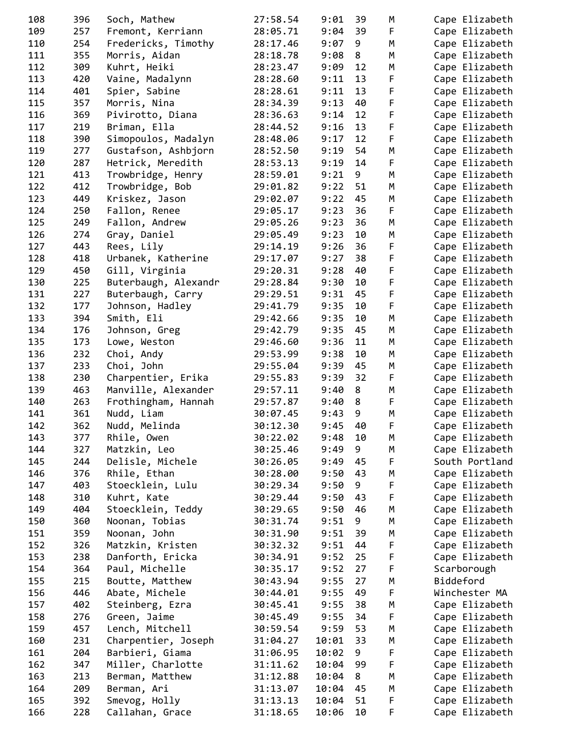| | | | | | | | |
|---|---|---|---|---|---|---|---|
| 108 | 396 | Soch, Mathew | 27:58.54 | 9:01 | 39 | M | Cape Elizabeth |
| 109 | 257 | Fremont, Kerriann | 28:05.71 | 9:04 | 39 | F | Cape Elizabeth |
| 110 | 254 | Fredericks, Timothy | 28:17.46 | 9:07 | 9 | M | Cape Elizabeth |
| 111 | 355 | Morris, Aidan | 28:18.78 | 9:08 | 8 | M | Cape Elizabeth |
| 112 | 309 | Kuhrt, Heiki | 28:23.47 | 9:09 | 12 | M | Cape Elizabeth |
| 113 | 420 | Vaine, Madalynn | 28:28.60 | 9:11 | 13 | F | Cape Elizabeth |
| 114 | 401 | Spier, Sabine | 28:28.61 | 9:11 | 13 | F | Cape Elizabeth |
| 115 | 357 | Morris, Nina | 28:34.39 | 9:13 | 40 | F | Cape Elizabeth |
| 116 | 369 | Pivirotto, Diana | 28:36.63 | 9:14 | 12 | F | Cape Elizabeth |
| 117 | 219 | Briman, Ella | 28:44.52 | 9:16 | 13 | F | Cape Elizabeth |
| 118 | 390 | Simopoulos, Madalyn | 28:48.06 | 9:17 | 12 | F | Cape Elizabeth |
| 119 | 277 | Gustafson, Ashbjorn | 28:52.50 | 9:19 | 54 | M | Cape Elizabeth |
| 120 | 287 | Hetrick, Meredith | 28:53.13 | 9:19 | 14 | F | Cape Elizabeth |
| 121 | 413 | Trowbridge, Henry | 28:59.01 | 9:21 | 9 | M | Cape Elizabeth |
| 122 | 412 | Trowbridge, Bob | 29:01.82 | 9:22 | 51 | M | Cape Elizabeth |
| 123 | 449 | Kriskez, Jason | 29:02.07 | 9:22 | 45 | M | Cape Elizabeth |
| 124 | 250 | Fallon, Renee | 29:05.17 | 9:23 | 36 | F | Cape Elizabeth |
| 125 | 249 | Fallon, Andrew | 29:05.26 | 9:23 | 36 | M | Cape Elizabeth |
| 126 | 274 | Gray, Daniel | 29:05.49 | 9:23 | 10 | M | Cape Elizabeth |
| 127 | 443 | Rees, Lily | 29:14.19 | 9:26 | 36 | F | Cape Elizabeth |
| 128 | 418 | Urbanek, Katherine | 29:17.07 | 9:27 | 38 | F | Cape Elizabeth |
| 129 | 450 | Gill, Virginia | 29:20.31 | 9:28 | 40 | F | Cape Elizabeth |
| 130 | 225 | Buterbaugh, Alexandr | 29:28.84 | 9:30 | 10 | F | Cape Elizabeth |
| 131 | 227 | Buterbaugh, Carry | 29:29.51 | 9:31 | 45 | F | Cape Elizabeth |
| 132 | 177 | Johnson, Hadley | 29:41.79 | 9:35 | 10 | F | Cape Elizabeth |
| 133 | 394 | Smith, Eli | 29:42.66 | 9:35 | 10 | M | Cape Elizabeth |
| 134 | 176 | Johnson, Greg | 29:42.79 | 9:35 | 45 | M | Cape Elizabeth |
| 135 | 173 | Lowe, Weston | 29:46.60 | 9:36 | 11 | M | Cape Elizabeth |
| 136 | 232 | Choi, Andy | 29:53.99 | 9:38 | 10 | M | Cape Elizabeth |
| 137 | 233 | Choi, John | 29:55.04 | 9:39 | 45 | M | Cape Elizabeth |
| 138 | 230 | Charpentier, Erika | 29:55.83 | 9:39 | 32 | F | Cape Elizabeth |
| 139 | 463 | Manville, Alexander | 29:57.11 | 9:40 | 8 | M | Cape Elizabeth |
| 140 | 263 | Frothingham, Hannah | 29:57.87 | 9:40 | 8 | F | Cape Elizabeth |
| 141 | 361 | Nudd, Liam | 30:07.45 | 9:43 | 9 | M | Cape Elizabeth |
| 142 | 362 | Nudd, Melinda | 30:12.30 | 9:45 | 40 | F | Cape Elizabeth |
| 143 | 377 | Rhile, Owen | 30:22.02 | 9:48 | 10 | M | Cape Elizabeth |
| 144 | 327 | Matzkin, Leo | 30:25.46 | 9:49 | 9 | M | Cape Elizabeth |
| 145 | 244 | Delisle, Michele | 30:26.05 | 9:49 | 45 | F | South Portland |
| 146 | 376 | Rhile, Ethan | 30:28.00 | 9:50 | 43 | M | Cape Elizabeth |
| 147 | 403 | Stoecklein, Lulu | 30:29.34 | 9:50 | 9 | F | Cape Elizabeth |
| 148 | 310 | Kuhrt, Kate | 30:29.44 | 9:50 | 43 | F | Cape Elizabeth |
| 149 | 404 | Stoecklein, Teddy | 30:29.65 | 9:50 | 46 | M | Cape Elizabeth |
| 150 | 360 | Noonan, Tobias | 30:31.74 | 9:51 | 9 | M | Cape Elizabeth |
| 151 | 359 | Noonan, John | 30:31.90 | 9:51 | 39 | M | Cape Elizabeth |
| 152 | 326 | Matzkin, Kristen | 30:32.32 | 9:51 | 44 | F | Cape Elizabeth |
| 153 | 238 | Danforth, Ericka | 30:34.91 | 9:52 | 25 | F | Cape Elizabeth |
| 154 | 364 | Paul, Michelle | 30:35.17 | 9:52 | 27 | F | Scarborough |
| 155 | 215 | Boutte, Matthew | 30:43.94 | 9:55 | 27 | M | Biddeford |
| 156 | 446 | Abate, Michele | 30:44.01 | 9:55 | 49 | F | Winchester MA |
| 157 | 402 | Steinberg, Ezra | 30:45.41 | 9:55 | 38 | M | Cape Elizabeth |
| 158 | 276 | Green, Jaime | 30:45.49 | 9:55 | 34 | F | Cape Elizabeth |
| 159 | 457 | Lench, Mitchell | 30:59.54 | 9:59 | 53 | M | Cape Elizabeth |
| 160 | 231 | Charpentier, Joseph | 31:04.27 | 10:01 | 33 | M | Cape Elizabeth |
| 161 | 204 | Barbieri, Giama | 31:06.95 | 10:02 | 9 | F | Cape Elizabeth |
| 162 | 347 | Miller, Charlotte | 31:11.62 | 10:04 | 99 | F | Cape Elizabeth |
| 163 | 213 | Berman, Matthew | 31:12.88 | 10:04 | 8 | M | Cape Elizabeth |
| 164 | 209 | Berman, Ari | 31:13.07 | 10:04 | 45 | M | Cape Elizabeth |
| 165 | 392 | Smevog, Holly | 31:13.13 | 10:04 | 51 | F | Cape Elizabeth |
| 166 | 228 | Callahan, Grace | 31:18.65 | 10:06 | 10 | F | Cape Elizabeth |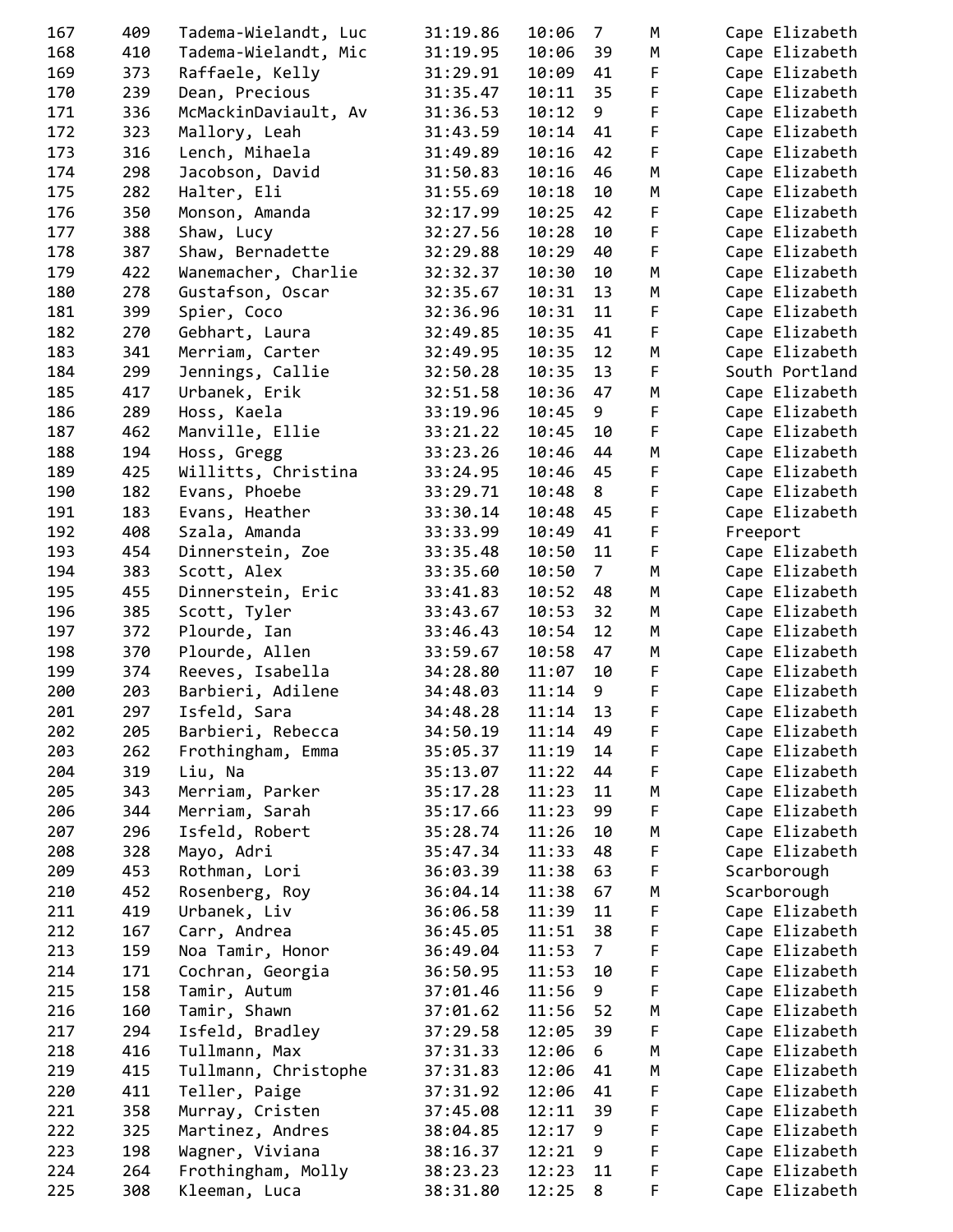| | | | | | | | |
|---|---|---|---|---|---|---|---|
| 167 | 409 | Tadema-Wielandt, Luc | 31:19.86 | 10:06 | 7 | M | Cape Elizabeth |
| 168 | 410 | Tadema-Wielandt, Mic | 31:19.95 | 10:06 | 39 | M | Cape Elizabeth |
| 169 | 373 | Raffaele, Kelly | 31:29.91 | 10:09 | 41 | F | Cape Elizabeth |
| 170 | 239 | Dean, Precious | 31:35.47 | 10:11 | 35 | F | Cape Elizabeth |
| 171 | 336 | McMackinDaviault, Av | 31:36.53 | 10:12 | 9 | F | Cape Elizabeth |
| 172 | 323 | Mallory, Leah | 31:43.59 | 10:14 | 41 | F | Cape Elizabeth |
| 173 | 316 | Lench, Mihaela | 31:49.89 | 10:16 | 42 | F | Cape Elizabeth |
| 174 | 298 | Jacobson, David | 31:50.83 | 10:16 | 46 | M | Cape Elizabeth |
| 175 | 282 | Halter, Eli | 31:55.69 | 10:18 | 10 | M | Cape Elizabeth |
| 176 | 350 | Monson, Amanda | 32:17.99 | 10:25 | 42 | F | Cape Elizabeth |
| 177 | 388 | Shaw, Lucy | 32:27.56 | 10:28 | 10 | F | Cape Elizabeth |
| 178 | 387 | Shaw, Bernadette | 32:29.88 | 10:29 | 40 | F | Cape Elizabeth |
| 179 | 422 | Wanemacher, Charlie | 32:32.37 | 10:30 | 10 | M | Cape Elizabeth |
| 180 | 278 | Gustafson, Oscar | 32:35.67 | 10:31 | 13 | M | Cape Elizabeth |
| 181 | 399 | Spier, Coco | 32:36.96 | 10:31 | 11 | F | Cape Elizabeth |
| 182 | 270 | Gebhart, Laura | 32:49.85 | 10:35 | 41 | F | Cape Elizabeth |
| 183 | 341 | Merriam, Carter | 32:49.95 | 10:35 | 12 | M | Cape Elizabeth |
| 184 | 299 | Jennings, Callie | 32:50.28 | 10:35 | 13 | F | South Portland |
| 185 | 417 | Urbanek, Erik | 32:51.58 | 10:36 | 47 | M | Cape Elizabeth |
| 186 | 289 | Hoss, Kaela | 33:19.96 | 10:45 | 9 | F | Cape Elizabeth |
| 187 | 462 | Manville, Ellie | 33:21.22 | 10:45 | 10 | F | Cape Elizabeth |
| 188 | 194 | Hoss, Gregg | 33:23.26 | 10:46 | 44 | M | Cape Elizabeth |
| 189 | 425 | Willitts, Christina | 33:24.95 | 10:46 | 45 | F | Cape Elizabeth |
| 190 | 182 | Evans, Phoebe | 33:29.71 | 10:48 | 8 | F | Cape Elizabeth |
| 191 | 183 | Evans, Heather | 33:30.14 | 10:48 | 45 | F | Cape Elizabeth |
| 192 | 408 | Szala, Amanda | 33:33.99 | 10:49 | 41 | F | Freeport |
| 193 | 454 | Dinnerstein, Zoe | 33:35.48 | 10:50 | 11 | F | Cape Elizabeth |
| 194 | 383 | Scott, Alex | 33:35.60 | 10:50 | 7 | M | Cape Elizabeth |
| 195 | 455 | Dinnerstein, Eric | 33:41.83 | 10:52 | 48 | M | Cape Elizabeth |
| 196 | 385 | Scott, Tyler | 33:43.67 | 10:53 | 32 | M | Cape Elizabeth |
| 197 | 372 | Plourde, Ian | 33:46.43 | 10:54 | 12 | M | Cape Elizabeth |
| 198 | 370 | Plourde, Allen | 33:59.67 | 10:58 | 47 | M | Cape Elizabeth |
| 199 | 374 | Reeves, Isabella | 34:28.80 | 11:07 | 10 | F | Cape Elizabeth |
| 200 | 203 | Barbieri, Adilene | 34:48.03 | 11:14 | 9 | F | Cape Elizabeth |
| 201 | 297 | Isfeld, Sara | 34:48.28 | 11:14 | 13 | F | Cape Elizabeth |
| 202 | 205 | Barbieri, Rebecca | 34:50.19 | 11:14 | 49 | F | Cape Elizabeth |
| 203 | 262 | Frothingham, Emma | 35:05.37 | 11:19 | 14 | F | Cape Elizabeth |
| 204 | 319 | Liu, Na | 35:13.07 | 11:22 | 44 | F | Cape Elizabeth |
| 205 | 343 | Merriam, Parker | 35:17.28 | 11:23 | 11 | M | Cape Elizabeth |
| 206 | 344 | Merriam, Sarah | 35:17.66 | 11:23 | 99 | F | Cape Elizabeth |
| 207 | 296 | Isfeld, Robert | 35:28.74 | 11:26 | 10 | M | Cape Elizabeth |
| 208 | 328 | Mayo, Adri | 35:47.34 | 11:33 | 48 | F | Cape Elizabeth |
| 209 | 453 | Rothman, Lori | 36:03.39 | 11:38 | 63 | F | Scarborough |
| 210 | 452 | Rosenberg, Roy | 36:04.14 | 11:38 | 67 | M | Scarborough |
| 211 | 419 | Urbanek, Liv | 36:06.58 | 11:39 | 11 | F | Cape Elizabeth |
| 212 | 167 | Carr, Andrea | 36:45.05 | 11:51 | 38 | F | Cape Elizabeth |
| 213 | 159 | Noa Tamir, Honor | 36:49.04 | 11:53 | 7 | F | Cape Elizabeth |
| 214 | 171 | Cochran, Georgia | 36:50.95 | 11:53 | 10 | F | Cape Elizabeth |
| 215 | 158 | Tamir, Autum | 37:01.46 | 11:56 | 9 | F | Cape Elizabeth |
| 216 | 160 | Tamir, Shawn | 37:01.62 | 11:56 | 52 | M | Cape Elizabeth |
| 217 | 294 | Isfeld, Bradley | 37:29.58 | 12:05 | 39 | F | Cape Elizabeth |
| 218 | 416 | Tullmann, Max | 37:31.33 | 12:06 | 6 | M | Cape Elizabeth |
| 219 | 415 | Tullmann, Christophe | 37:31.83 | 12:06 | 41 | M | Cape Elizabeth |
| 220 | 411 | Teller, Paige | 37:31.92 | 12:06 | 41 | F | Cape Elizabeth |
| 221 | 358 | Murray, Cristen | 37:45.08 | 12:11 | 39 | F | Cape Elizabeth |
| 222 | 325 | Martinez, Andres | 38:04.85 | 12:17 | 9 | F | Cape Elizabeth |
| 223 | 198 | Wagner, Viviana | 38:16.37 | 12:21 | 9 | F | Cape Elizabeth |
| 224 | 264 | Frothingham, Molly | 38:23.23 | 12:23 | 11 | F | Cape Elizabeth |
| 225 | 308 | Kleeman, Luca | 38:31.80 | 12:25 | 8 | F | Cape Elizabeth |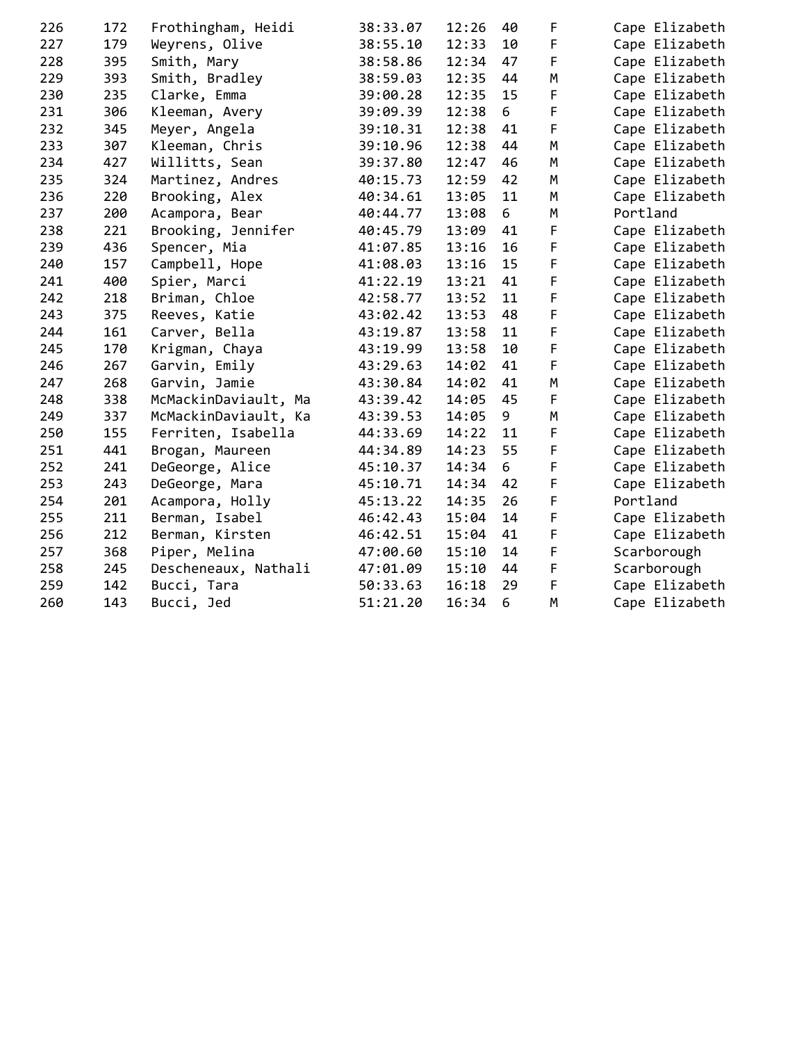| | | | | | | | |
|---|---|---|---|---|---|---|---|
| 226 | 172 | Frothingham, Heidi | 38:33.07 | 12:26 | 40 | F | Cape Elizabeth |
| 227 | 179 | Weyrens, Olive | 38:55.10 | 12:33 | 10 | F | Cape Elizabeth |
| 228 | 395 | Smith, Mary | 38:58.86 | 12:34 | 47 | F | Cape Elizabeth |
| 229 | 393 | Smith, Bradley | 38:59.03 | 12:35 | 44 | M | Cape Elizabeth |
| 230 | 235 | Clarke, Emma | 39:00.28 | 12:35 | 15 | F | Cape Elizabeth |
| 231 | 306 | Kleeman, Avery | 39:09.39 | 12:38 | 6 | F | Cape Elizabeth |
| 232 | 345 | Meyer, Angela | 39:10.31 | 12:38 | 41 | F | Cape Elizabeth |
| 233 | 307 | Kleeman, Chris | 39:10.96 | 12:38 | 44 | M | Cape Elizabeth |
| 234 | 427 | Willitts, Sean | 39:37.80 | 12:47 | 46 | M | Cape Elizabeth |
| 235 | 324 | Martinez, Andres | 40:15.73 | 12:59 | 42 | M | Cape Elizabeth |
| 236 | 220 | Brooking, Alex | 40:34.61 | 13:05 | 11 | M | Cape Elizabeth |
| 237 | 200 | Acampora, Bear | 40:44.77 | 13:08 | 6 | M | Portland |
| 238 | 221 | Brooking, Jennifer | 40:45.79 | 13:09 | 41 | F | Cape Elizabeth |
| 239 | 436 | Spencer, Mia | 41:07.85 | 13:16 | 16 | F | Cape Elizabeth |
| 240 | 157 | Campbell, Hope | 41:08.03 | 13:16 | 15 | F | Cape Elizabeth |
| 241 | 400 | Spier, Marci | 41:22.19 | 13:21 | 41 | F | Cape Elizabeth |
| 242 | 218 | Briman, Chloe | 42:58.77 | 13:52 | 11 | F | Cape Elizabeth |
| 243 | 375 | Reeves, Katie | 43:02.42 | 13:53 | 48 | F | Cape Elizabeth |
| 244 | 161 | Carver, Bella | 43:19.87 | 13:58 | 11 | F | Cape Elizabeth |
| 245 | 170 | Krigman, Chaya | 43:19.99 | 13:58 | 10 | F | Cape Elizabeth |
| 246 | 267 | Garvin, Emily | 43:29.63 | 14:02 | 41 | F | Cape Elizabeth |
| 247 | 268 | Garvin, Jamie | 43:30.84 | 14:02 | 41 | M | Cape Elizabeth |
| 248 | 338 | McMackinDaviault, Ma | 43:39.42 | 14:05 | 45 | F | Cape Elizabeth |
| 249 | 337 | McMackinDaviault, Ka | 43:39.53 | 14:05 | 9 | M | Cape Elizabeth |
| 250 | 155 | Ferriten, Isabella | 44:33.69 | 14:22 | 11 | F | Cape Elizabeth |
| 251 | 441 | Brogan, Maureen | 44:34.89 | 14:23 | 55 | F | Cape Elizabeth |
| 252 | 241 | DeGeorge, Alice | 45:10.37 | 14:34 | 6 | F | Cape Elizabeth |
| 253 | 243 | DeGeorge, Mara | 45:10.71 | 14:34 | 42 | F | Cape Elizabeth |
| 254 | 201 | Acampora, Holly | 45:13.22 | 14:35 | 26 | F | Portland |
| 255 | 211 | Berman, Isabel | 46:42.43 | 15:04 | 14 | F | Cape Elizabeth |
| 256 | 212 | Berman, Kirsten | 46:42.51 | 15:04 | 41 | F | Cape Elizabeth |
| 257 | 368 | Piper, Melina | 47:00.60 | 15:10 | 14 | F | Scarborough |
| 258 | 245 | Descheneaux, Nathali | 47:01.09 | 15:10 | 44 | F | Scarborough |
| 259 | 142 | Bucci, Tara | 50:33.63 | 16:18 | 29 | F | Cape Elizabeth |
| 260 | 143 | Bucci, Jed | 51:21.20 | 16:34 | 6 | M | Cape Elizabeth |